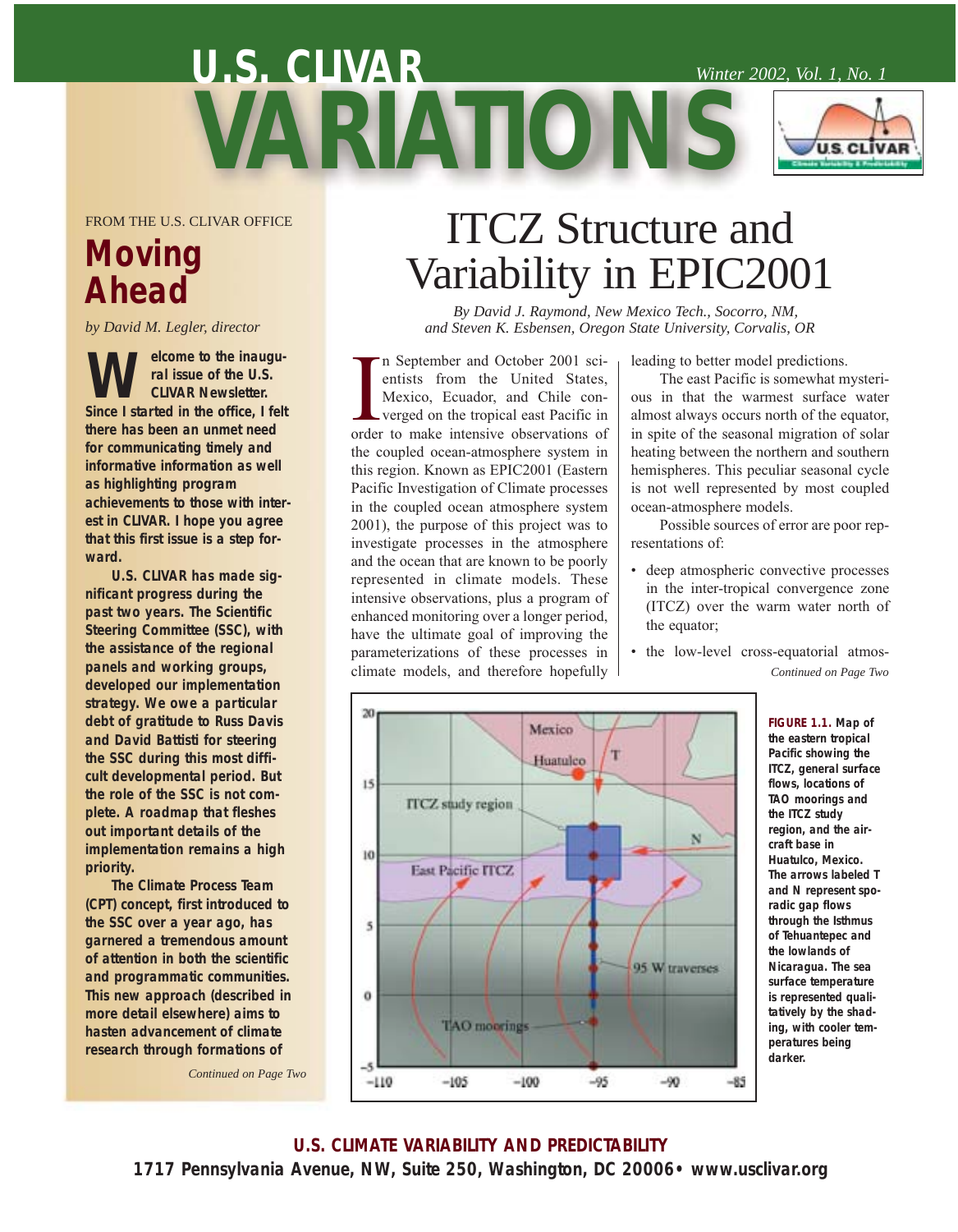# U.S. CLIVAR VARIATIONS

*Winter 2002, Vol. 1, No. 1*

FROM THE U.S. CLIVAR OFFICE

## Moving Ahead

*by David M. Legler, director*

**Welcome to the inaugural issue of the U.S. CLIVAR Newsletter. Since I started in the office, I felt there has been an unmet need for communicating timely and informative information as well as highlighting program achievements to those with interest in CLIVAR. I hope you agree that this first issue is a step forward.**

**U.S. CLIVAR has made significant progress during the past two years. The Scientific Steering Committee (SSC), with the assistance of the regional panels and working groups, developed our implementation strategy. We owe a particular debt of gratitude to Russ Davis and David Battisti for steering the SSC during this most difficult developmental period. But the role of the SSC is not complete. A roadmap that fleshes out important details of the implementation remains a high priority.**

**The Climate Process Team (CPT) concept, first introduced to the SSC over a year ago, has garnered a tremendous amount of attention in both the scientific and programmatic communities. This new approach (described in more detail elsewhere) aims to hasten advancement of climate research through formations of**

*Continued on Page Two*

# ITCZ Structure and Variability in EPIC2001

*By David J. Raymond, New Mexico Tech., Socorro, NM, and Steven K. Esbensen, Oregon State University, Corvalis, OR*

In September and October 2001 scientists from the United States, Mexico, Ecuador, and Chile converged on the tropical east Pacific in order to make intensive observations of the coupled ocean-atmosphere system in this region. Known as EPIC2001 (Eastern Pacific Investigation of Climate processes in the coupled ocean atmosphere system 2001), the purpose of this project was to investigate processes in the atmosphere and the ocean that are known to be poorly represented in climate models. These intensive observations, plus a program of enhanced monitoring over a longer period, have the ultimate goal of improving the parameterizations of these processes in climate models, and therefore hopefully leading to better model predictions.

The east Pacific is somewhat mysterious in that the warmest surface water almost always occurs north of the equator, in spite of the seasonal migration of solar heating between the northern and southern hemispheres. This peculiar seasonal cycle is not well represented by most coupled ocean-atmosphere models.

Possible sources of error are poor representations of:

- deep atmospheric convective processes in the inter-tropical convergence zone (ITCZ) over the warm water north of the equator;
- the low-level cross-equatorial atmos-

*Continued on Page Two*

**FIGURE 1.1.** Map of the eastern tropical Pacific showing the ITCZ, general surface flows, locations of TAO moorings and the ITCZ study region, and the aircraft base in Huatulco, Mexico. The arrows labeled T and N represent sporadic gap flows through the Isthmus of Tehuantepec and the lowlands of Nicaragua. The sea surface temperature is represented qualitatively by the shading, with cooler temperatures being darker.

**U.S. CLIMATE VARIABILITY AND PREDICTABILITY**
**1717 Pennsylvania Avenue, NW, Suite 250, Washington, DC 20006 • www.usclivar.org**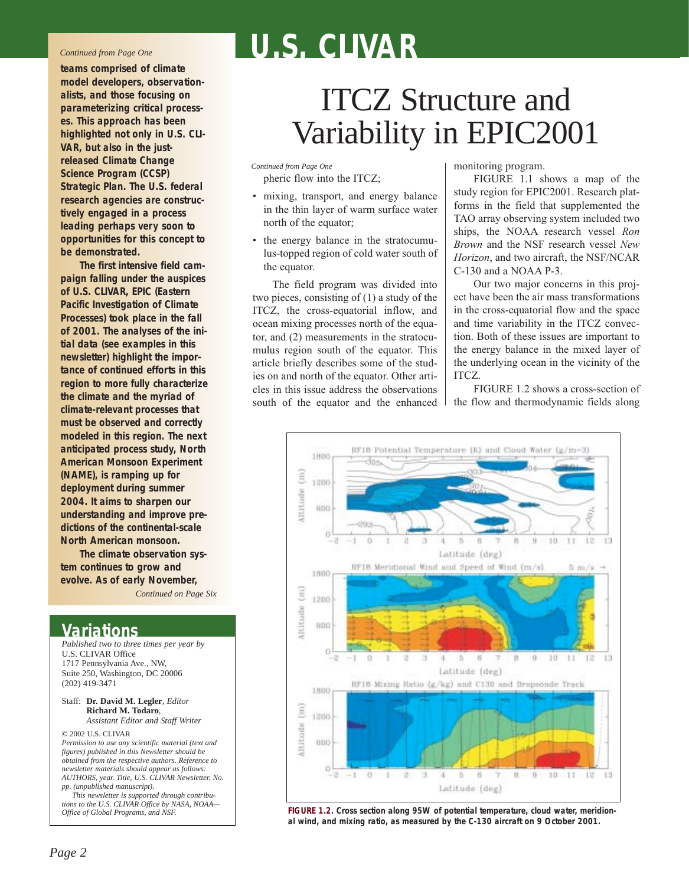*Continued from Page One*

**teams comprised of climate model developers, observationalists, and those focusing on parameterizing critical processes. This approach has been highlighted not only in U.S. CLIVAR, but also in the just-released Climate Change Science Program (CCSP) Strategic Plan. The U.S. federal research agencies are constructively engaged in a process leading perhaps very soon to opportunities for this concept to be demonstrated.**

**The first intensive field campaign falling under the auspices of U.S. CLIVAR, EPIC (Eastern Pacific Investigation of Climate Processes) took place in the fall of 2001. The analyses of the initial data (see examples in this newsletter) highlight the importance of continued efforts in this region to more fully characterize the climate and the myriad of climate-relevant processes that must be observed and correctly modeled in this region. The next anticipated process study, North American Monsoon Experiment (NAME), is ramping up for deployment during summer 2004. It aims to sharpen our understanding and improve predictions of the continental-scale North American monsoon.**

**The climate observation system continues to grow and evolve. As of early November,**

*Continued on Page Six*

## Variations

*Published two to three times per year by*
U.S. CLIVAR Office
1717 Pennsylvania Ave., NW,
Suite 250, Washington, DC 20006
(202) 419-3471

Staff: **Dr. David M. Legler**, *Editor*
**Richard M. Todaro**, *Assistant Editor and Staff Writer*

© 2002 U.S. CLIVAR

*Permission to use any scientific material (text and figures) published in this Newsletter should be obtained from the respective authors. Reference to newsletter materials should appear as follows: AUTHORS, year. Title, U.S. CLIVAR Newsletter, No. pp. (unpublished manuscript).*

*This newsletter is supported through contributions to the U.S. CLIVAR Office by NASA, NOAA—Office of Global Programs, and NSF.*

# U.S. CLIVAR

# ITCZ Structure and Variability in EPIC2001

*Continued from Page One*

pheric flow into the ITCZ;

- mixing, transport, and energy balance in the thin layer of warm surface water north of the equator;
- the energy balance in the stratocumulus-topped region of cold water south of the equator.

The field program was divided into two pieces, consisting of (1) a study of the ITCZ, the cross-equatorial inflow, and ocean mixing processes north of the equator, and (2) measurements in the stratocumulus region south of the equator. This article briefly describes some of the studies on and north of the equator. Other articles in this issue address the observations south of the equator and the enhanced monitoring program.

FIGURE 1.1 shows a map of the study region for EPIC2001. Research platforms in the field that supplemented the TAO array observing system included two ships, the NOAA research vessel *Ron Brown* and the NSF research vessel *New Horizon*, and two aircraft, the NSF/NCAR C-130 and a NOAA P-3.

Our two major concerns in this project have been the air mass transformations in the cross-equatorial flow and the space and time variability in the ITCZ convection. Both of these issues are important to the energy balance in the mixed layer of the underlying ocean in the vicinity of the ITCZ.

FIGURE 1.2 shows a cross-section of the flow and thermodynamic fields along

**FIGURE 1.2. Cross section along 95W of potential temperature, cloud water, meridional wind, and mixing ratio, as measured by the C-130 aircraft on 9 October 2001.**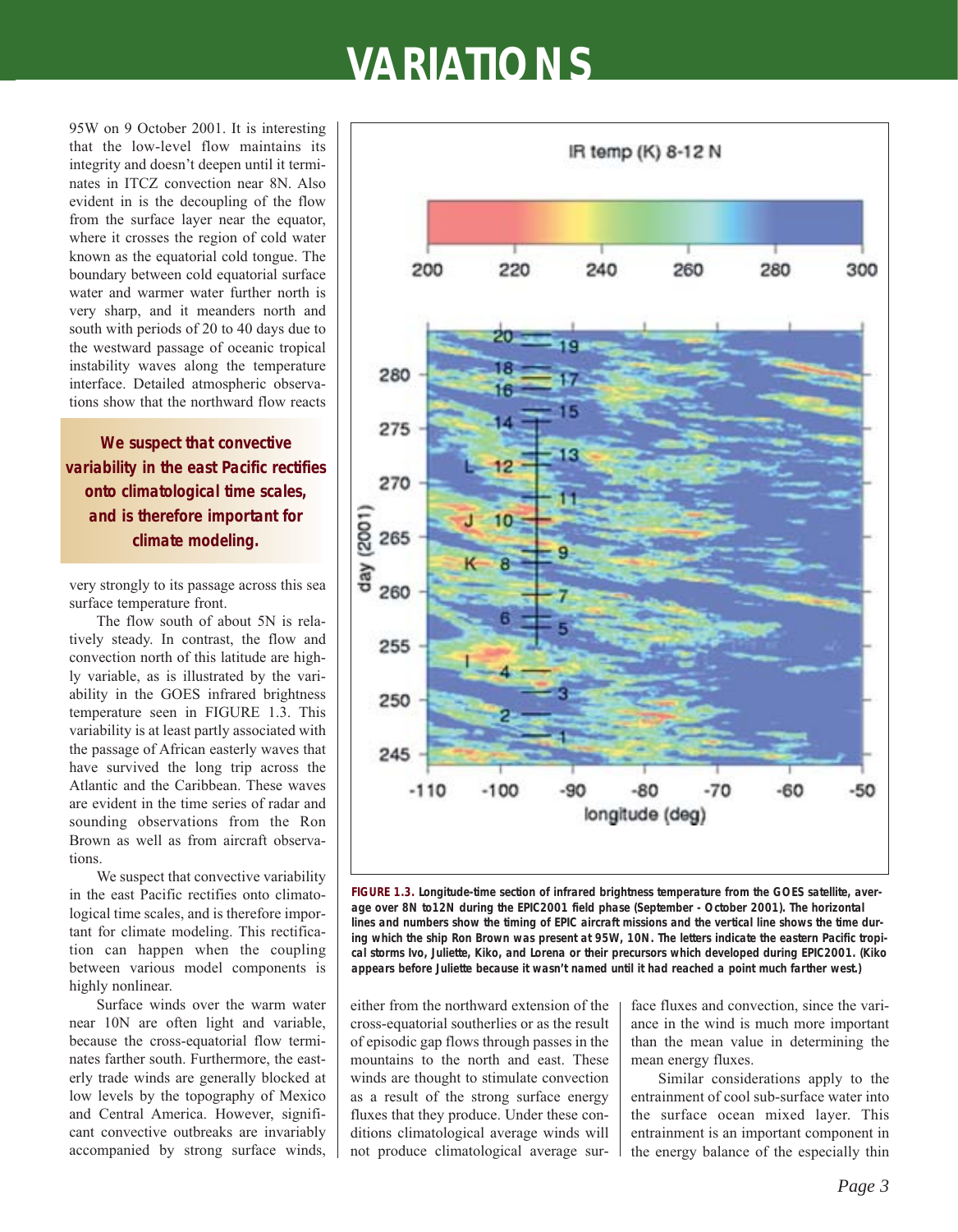# VARIATIONS

95W on 9 October 2001. It is interesting that the low-level flow maintains its integrity and doesn't deepen until it terminates in ITCZ convection near 8N. Also evident in is the decoupling of the flow from the surface layer near the equator, where it crosses the region of cold water known as the equatorial cold tongue. The boundary between cold equatorial surface water and warmer water further north is very sharp, and it meanders north and south with periods of 20 to 40 days due to the westward passage of oceanic tropical instability waves along the temperature interface. Detailed atmospheric observations show that the northward flow reacts very strongly to its passage across this sea surface temperature front.

> **We suspect that convective variability in the east Pacific rectifies onto climatological time scales, and is therefore important for climate modeling.**

The flow south of about 5N is relatively steady. In contrast, the flow and convection north of this latitude are highly variable, as is illustrated by the variability in the GOES infrared brightness temperature seen in FIGURE 1.3. This variability is at least partly associated with the passage of African easterly waves that have survived the long trip across the Atlantic and the Caribbean. These waves are evident in the time series of radar and sounding observations from the Ron Brown as well as from aircraft observations.

We suspect that convective variability in the east Pacific rectifies onto climatological time scales, and is therefore important for climate modeling. This rectification can happen when the coupling between various model components is highly nonlinear.

Surface winds over the warm water near 10N are often light and variable, because the cross-equatorial flow terminates farther south. Furthermore, the easterly trade winds are generally blocked at low levels by the topography of Mexico and Central America. However, significant convective outbreaks are invariably accompanied by strong surface winds, either from the northward extension of the cross-equatorial southerlies or as the result of episodic gap flows through passes in the mountains to the north and east. These winds are thought to stimulate convection as a result of the strong surface energy fluxes that they produce. Under these conditions climatological average winds will not produce climatological average surface fluxes and convection, since the variance in the wind is much more important than the mean value in determining the mean energy fluxes.

Similar considerations apply to the entrainment of cool sub-surface water into the surface ocean mixed layer. This entrainment is an important component in the energy balance of the especially thin

**FIGURE 1.3.** Longitude-time section of infrared brightness temperature from the GOES satellite, average over 8N to12N during the EPIC2001 field phase (September - October 2001). The horizontal lines and numbers show the timing of EPIC aircraft missions and the vertical line shows the time during which the ship Ron Brown was present at 95W, 10N. The letters indicate the eastern Pacific tropical storms Ivo, Juliette, Kiko, and Lorena or their precursors which developed during EPIC2001. (Kiko appears before Juliette because it wasn't named until it had reached a point much farther west.)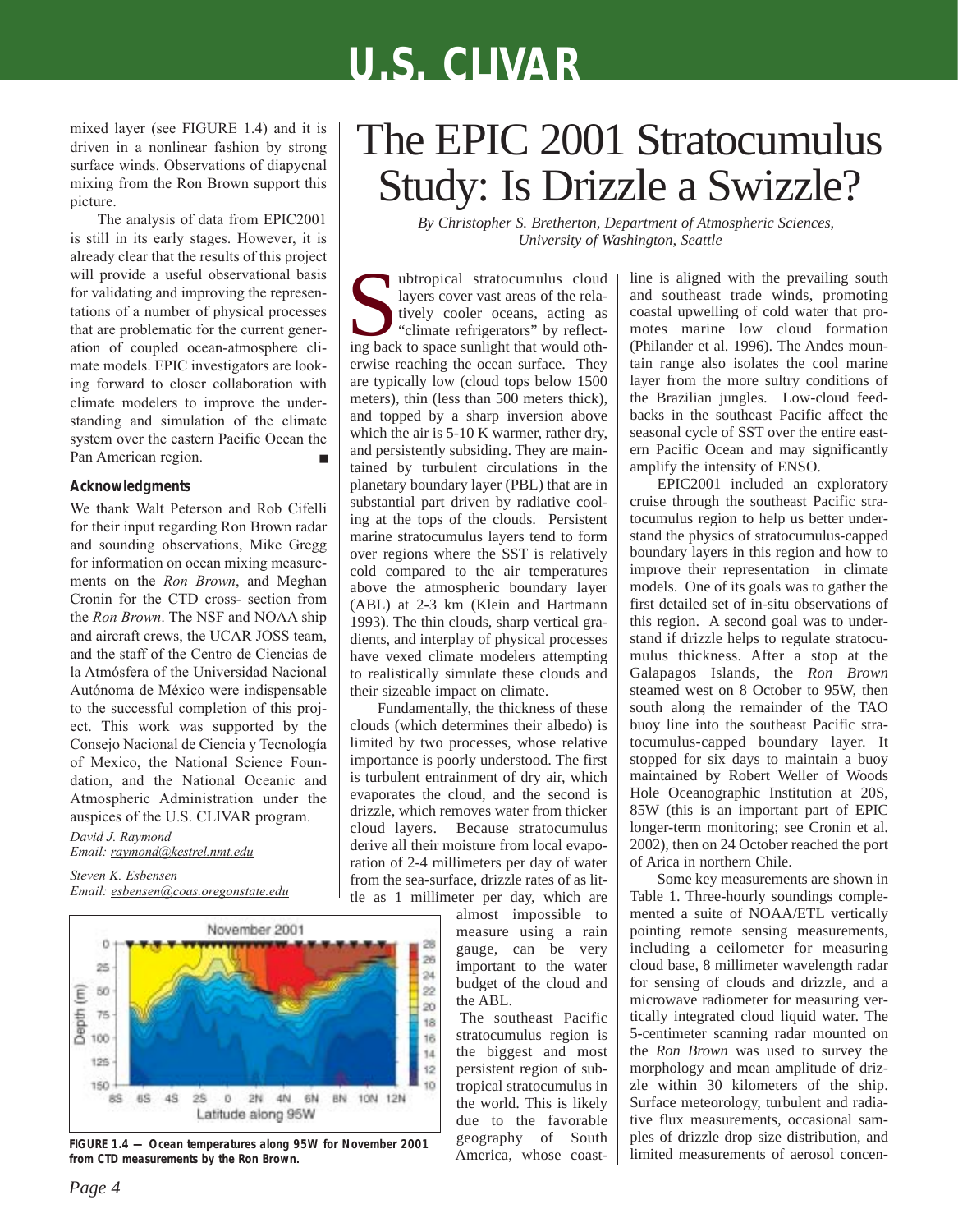mixed layer (see FIGURE 1.4) and it is driven in a nonlinear fashion by strong surface winds. Observations of diapycnal mixing from the Ron Brown support this picture.

The analysis of data from EPIC2001 is still in its early stages. However, it is already clear that the results of this project will provide a useful observational basis for validating and improving the representations of a number of physical processes that are problematic for the current generation of coupled ocean-atmosphere climate models. EPIC investigators are looking forward to closer collaboration with climate modelers to improve the understanding and simulation of the climate system over the eastern Pacific Ocean the Pan American region. ■

### Acknowledgments

We thank Walt Peterson and Rob Cifelli for their input regarding Ron Brown radar and sounding observations, Mike Gregg for information on ocean mixing measurements on the *Ron Brown*, and Meghan Cronin for the CTD cross- section from the *Ron Brown*. The NSF and NOAA ship and aircraft crews, the UCAR JOSS team, and the staff of the Centro de Ciencias de la Atmósfera of the Universidad Nacional Autónoma de México were indispensable to the successful completion of this project. This work was supported by the Consejo Nacional de Ciencia y Tecnología of Mexico, the National Science Foundation, and the National Oceanic and Atmospheric Administration under the auspices of the U.S. CLIVAR program.

*David J. Raymond*
*Email: raymond@kestrel.nmt.edu*

*Steven K. Esbensen*
*Email: esbensen@coas.oregonstate.edu*

**FIGURE 1.4 — Ocean temperatures along 95W for November 2001 from CTD measurements by the Ron Brown.**

# The EPIC 2001 Stratocumulus Study: Is Drizzle a Swizzle?

*By Christopher S. Bretherton, Department of Atmospheric Sciences, University of Washington, Seattle*

Subtropical stratocumulus cloud layers cover vast areas of the relatively cooler oceans, acting as "climate refrigerators" by reflecting back to space sunlight that would otherwise reaching the ocean surface. They are typically low (cloud tops below 1500 meters), thin (less than 500 meters thick), and topped by a sharp inversion above which the air is 5-10 K warmer, rather dry, and persistently subsiding. They are maintained by turbulent circulations in the planetary boundary layer (PBL) that are in substantial part driven by radiative cooling at the tops of the clouds. Persistent marine stratocumulus layers tend to form over regions where the SST is relatively cold compared to the air temperatures above the atmospheric boundary layer (ABL) at 2-3 km (Klein and Hartmann 1993). The thin clouds, sharp vertical gradients, and interplay of physical processes have vexed climate modelers attempting to realistically simulate these clouds and their sizeable impact on climate.

Fundamentally, the thickness of these clouds (which determines their albedo) is limited by two processes, whose relative importance is poorly understood. The first is turbulent entrainment of dry air, which evaporates the cloud, and the second is drizzle, which removes water from thicker cloud layers. Because stratocumulus derive all their moisture from local evaporation of 2-4 millimeters per day of water from the sea-surface, drizzle rates of as little as 1 millimeter per day, which are almost impossible to measure using a rain gauge, can be very important to the water budget of the cloud and the ABL.

The southeast Pacific stratocumulus region is the biggest and most persistent region of subtropical stratocumulus in the world. This is likely due to the favorable geography of South America, whose coastline is aligned with the prevailing south and southeast trade winds, promoting coastal upwelling of cold water that promotes marine low cloud formation (Philander et al. 1996). The Andes mountain range also isolates the cool marine layer from the more sultry conditions of the Brazilian jungles. Low-cloud feedbacks in the southeast Pacific affect the seasonal cycle of SST over the entire eastern Pacific Ocean and may significantly amplify the intensity of ENSO.

EPIC2001 included an exploratory cruise through the southeast Pacific stratocumulus region to help us better understand the physics of stratocumulus-capped boundary layers in this region and how to improve their representation in climate models. One of its goals was to gather the first detailed set of in-situ observations of this region. A second goal was to understand if drizzle helps to regulate stratocumulus thickness. After a stop at the Galapagos Islands, the *Ron Brown* steamed west on 8 October to 95W, then south along the remainder of the TAO buoy line into the southeast Pacific stratocumulus-capped boundary layer. It stopped for six days to maintain a buoy maintained by Robert Weller of Woods Hole Oceanographic Institution at 20S, 85W (this is an important part of EPIC longer-term monitoring; see Cronin et al. 2002), then on 24 October reached the port of Arica in northern Chile.

Some key measurements are shown in Table 1. Three-hourly soundings complemented a suite of NOAA/ETL vertically pointing remote sensing measurements, including a ceilometer for measuring cloud base, 8 millimeter wavelength radar for sensing of clouds and drizzle, and a microwave radiometer for measuring vertically integrated cloud liquid water. The 5-centimeter scanning radar mounted on the *Ron Brown* was used to survey the morphology and mean amplitude of drizzle within 30 kilometers of the ship. Surface meteorology, turbulent and radiative flux measurements, occasional samples of drizzle drop size distribution, and limited measurements of aerosol concen-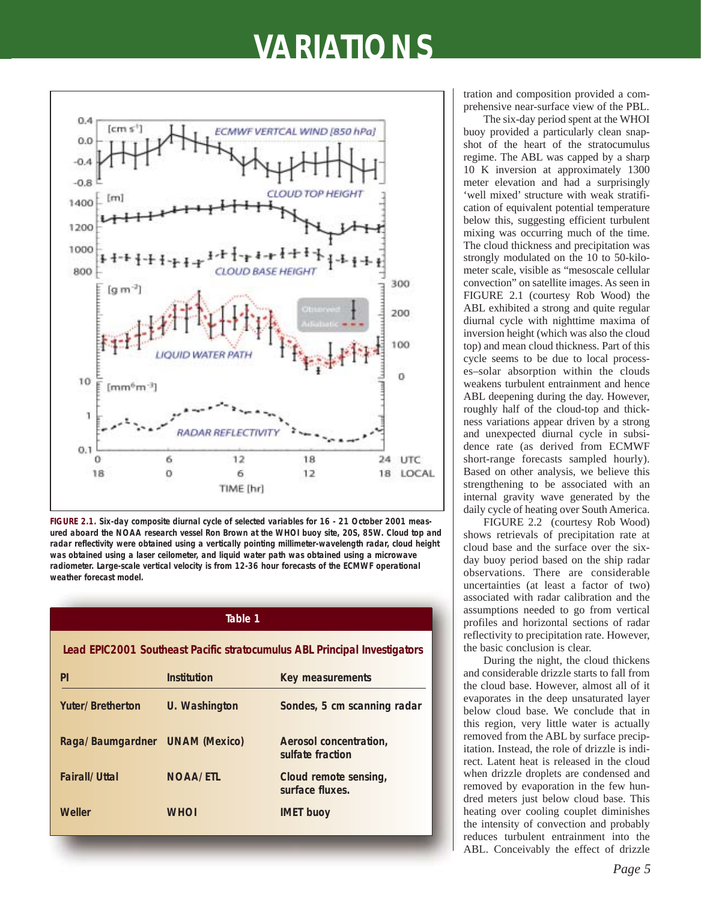**FIGURE 2.1.** Six-day composite diurnal cycle of selected variables for 16 - 21 October 2001 measured aboard the NOAA research vessel Ron Brown at the WHOI buoy site, 20S, 85W. Cloud top and radar reflectivity were obtained using a vertically pointing millimeter-wavelength radar, cloud height was obtained using a laser ceilometer, and liquid water path was obtained using a microwave radiometer. Large-scale vertical velocity is from 12-36 hour forecasts of the ECMWF operational weather forecast model.

| Table 1 | | |
|---|---|---|
| **Lead EPIC2001 Southeast Pacific stratocumulus ABL Principal Investigators** | | |
| **PI** | **Institution** | **Key measurements** |
| Yuter/Bretherton | U. Washington | Sondes, 5 cm scanning radar |
| Raga/Baumgardner | UNAM (Mexico) | Aerosol concentration, sulfate fraction |
| Fairall/Uttal | NOAA/ETL | Cloud remote sensing, surface fluxes. |
| Weller | WHOI | IMET buoy |

tration and composition provided a comprehensive near-surface view of the PBL.

The six-day period spent at the WHOI buoy provided a particularly clean snapshot of the heart of the stratocumulus regime. The ABL was capped by a sharp 10 K inversion at approximately 1300 meter elevation and had a surprisingly 'well mixed' structure with weak stratification of equivalent potential temperature below this, suggesting efficient turbulent mixing was occurring much of the time. The cloud thickness and precipitation was strongly modulated on the 10 to 50-kilometer scale, visible as "mesoscale cellular convection" on satellite images. As seen in FIGURE 2.1 (courtesy Rob Wood) the ABL exhibited a strong and quite regular diurnal cycle with nighttime maxima of inversion height (which was also the cloud top) and mean cloud thickness. Part of this cycle seems to be due to local processes–solar absorption within the clouds weakens turbulent entrainment and hence ABL deepening during the day. However, roughly half of the cloud-top and thickness variations appear driven by a strong and unexpected diurnal cycle in subsidence rate (as derived from ECMWF short-range forecasts sampled hourly). Based on other analysis, we believe this strengthening to be associated with an internal gravity wave generated by the daily cycle of heating over South America.

FIGURE 2.2 (courtesy Rob Wood) shows retrievals of precipitation rate at cloud base and the surface over the six-day buoy period based on the ship radar observations. There are considerable uncertainties (at least a factor of two) associated with radar calibration and the assumptions needed to go from vertical profiles and horizontal sections of radar reflectivity to precipitation rate. However, the basic conclusion is clear.

During the night, the cloud thickens and considerable drizzle starts to fall from the cloud base. However, almost all of it evaporates in the deep unsaturated layer below cloud base. We conclude that in this region, very little water is actually removed from the ABL by surface precipitation. Instead, the role of drizzle is indirect. Latent heat is released in the cloud when drizzle droplets are condensed and removed by evaporation in the few hundred meters just below cloud base. This heating over cooling couplet diminishes the intensity of convection and probably reduces turbulent entrainment into the ABL. Conceivably the effect of drizzle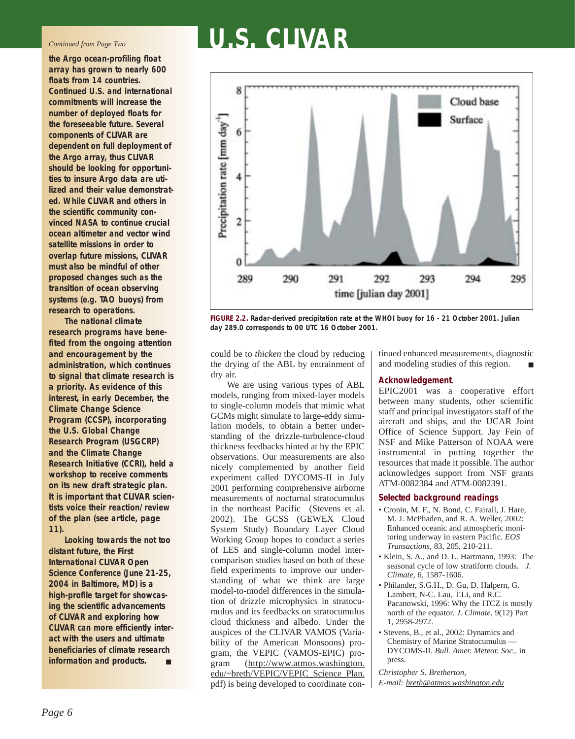*Continued from Page Two*

**the Argo ocean-profiling float array has grown to nearly 600 floats from 14 countries. Continued U.S. and international commitments will increase the number of deployed floats for the foreseeable future. Several components of CLIVAR are dependent on full deployment of the Argo array, thus CLIVAR should be looking for opportunities to insure Argo data are utilized and their value demonstrated. While CLIVAR and others in the scientific community convinced NASA to continue crucial ocean altimeter and vector wind satellite missions in order to overlap future missions, CLIVAR must also be mindful of other proposed changes such as the transition of ocean observing systems (e.g. TAO buoys) from research to operations.**

**The national climate research programs have benefited from the ongoing attention and encouragement by the administration, which continues to signal that climate research is a priority. As evidence of this interest, in early December, the Climate Change Science Program (CCSP), incorporating the U.S. Global Change Research Program (USGCRP) and the Climate Change Research Initiative (CCRI), held a workshop to receive comments on its new draft strategic plan. It is important that CLIVAR scientists voice their reaction/review of the plan (see article, page 11).**

**Looking towards the not too distant future, the First International CLIVAR Open Science Conference (June 21-25, 2004 in Baltimore, MD) is a high-profile target for showcasing the scientific advancements of CLIVAR and exploring how CLIVAR can more efficiently interact with the users and ultimate beneficiaries of climate research information and products.** ■

**FIGURE 2.2. Radar-derived precipitation rate at the WHOI buoy for 16 - 21 October 2001. Julian day 289.0 corresponds to 00 UTC 16 October 2001.**

could be to *thicken* the cloud by reducing the drying of the ABL by entrainment of dry air.

We are using various types of ABL models, ranging from mixed-layer models to single-column models that mimic what GCMs might simulate to large-eddy simulation models, to obtain a better understanding of the drizzle-turbulence-cloud thickness feedbacks hinted at by the EPIC observations. Our measurements are also nicely complemented by another field experiment called DYCOMS-II in July 2001 performing comprehensive airborne measurements of nocturnal stratocumulus in the northeast Pacific (Stevens et al. 2002). The GCSS (GEWEX Cloud System Study) Boundary Layer Cloud Working Group hopes to conduct a series of LES and single-column model intercomparison studies based on both of these field experiments to improve our understanding of what we think are large model-to-model differences in the simulation of drizzle microphysics in stratocumulus and its feedbacks on stratocumulus cloud thickness and albedo. Under the auspices of the CLIVAR VAMOS (Variability of the American Monsoons) program, the VEPIC (VAMOS-EPIC) program (http://www.atmos.washington.edu/~breth/VEPIC/VEPIC_Science_Plan.pdf) is being developed to coordinate continued enhanced measurements, diagnostic and modeling studies of this region. ■

### Acknowledgement

EPIC2001 was a cooperative effort between many students, other scientific staff and principal investigators staff of the aircraft and ships, and the UCAR Joint Office of Science Support. Jay Fein of NSF and Mike Patterson of NOAA were instrumental in putting together the resources that made it possible. The author acknowledges support from NSF grants ATM-0082384 and ATM-0082391.

### Selected background readings

- Cronin, M. F., N. Bond, C. Fairall, J. Hare, M. J. McPhaden, and R. A. Weller, 2002: Enhanced oceanic and atmospheric monitoring underway in eastern Pacific. *EOS Transactions*, 83, 205, 210-211.
- Klein, S. A., and D. L. Hartmann, 1993: The seasonal cycle of low stratiform clouds. *J. Climate*, 6, 1587-1606.
- Philander, S.G.H., D. Gu, D. Halpern, G. Lambert, N-C. Lau, T.Li, and R.C. Pacanowski, 1996: Why the ITCZ is mostly north of the equator. *J. Climate*, 9(12) Part 1, 2958-2972.
- Stevens, B., et al., 2002: Dynamics and Chemistry of Marine Stratocumulus — DYCOMS-II. *Bull. Amer. Meteor. Soc.*, in press.

*Christopher S. Bretherton,*
*E-mail: breth@atmos.washington.edu*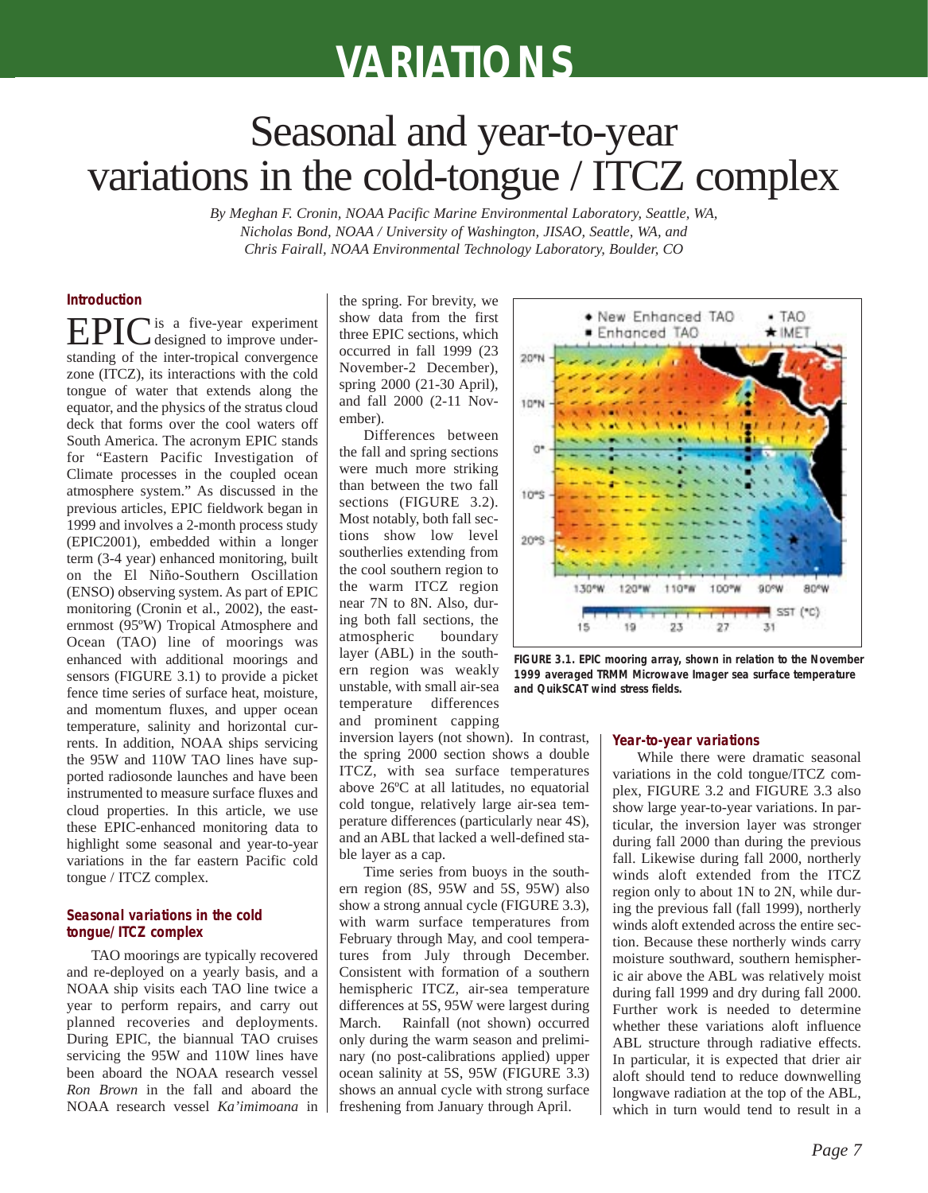# VARIATIONS

# Seasonal and year-to-year variations in the cold-tongue / ITCZ complex

*By Meghan F. Cronin, NOAA Pacific Marine Environmental Laboratory, Seattle, WA, Nicholas Bond, NOAA / University of Washington, JISAO, Seattle, WA, and Chris Fairall, NOAA Environmental Technology Laboratory, Boulder, CO*

## Introduction

EPIC is a five-year experiment designed to improve understanding of the inter-tropical convergence zone (ITCZ), its interactions with the cold tongue of water that extends along the equator, and the physics of the stratus cloud deck that forms over the cool waters off South America. The acronym EPIC stands for "Eastern Pacific Investigation of Climate processes in the coupled ocean atmosphere system." As discussed in the previous articles, EPIC fieldwork began in 1999 and involves a 2-month process study (EPIC2001), embedded within a longer term (3-4 year) enhanced monitoring, built on the El Niño-Southern Oscillation (ENSO) observing system. As part of EPIC monitoring (Cronin et al., 2002), the easternmost (95ºW) Tropical Atmosphere and Ocean (TAO) line of moorings was enhanced with additional moorings and sensors (FIGURE 3.1) to provide a picket fence time series of surface heat, moisture, and momentum fluxes, and upper ocean temperature, salinity and horizontal currents. In addition, NOAA ships servicing the 95W and 110W TAO lines have supported radiosonde launches and have been instrumented to measure surface fluxes and cloud properties. In this article, we use these EPIC-enhanced monitoring data to highlight some seasonal and year-to-year variations in the far eastern Pacific cold tongue / ITCZ complex.

## Seasonal variations in the cold tongue/ITCZ complex

TAO moorings are typically recovered and re-deployed on a yearly basis, and a NOAA ship visits each TAO line twice a year to perform repairs, and carry out planned recoveries and deployments. During EPIC, the biannual TAO cruises servicing the 95W and 110W lines have been aboard the NOAA research vessel *Ron Brown* in the fall and aboard the NOAA research vessel *Ka'imimoana* in the spring. For brevity, we show data from the first three EPIC sections, which occurred in fall 1999 (23 November-2 December), spring 2000 (21-30 April), and fall 2000 (2-11 November).

Differences between the fall and spring sections were much more striking than between the two fall sections (FIGURE 3.2). Most notably, both fall sections show low level southerlies extending from the cool southern region to the warm ITCZ region near 7N to 8N. Also, during both fall sections, the atmospheric boundary layer (ABL) in the southern region was weakly unstable, with small air-sea temperature differences and prominent capping inversion layers (not shown). In contrast, the spring 2000 section shows a double ITCZ, with sea surface temperatures above 26ºC at all latitudes, no equatorial cold tongue, relatively large air-sea temperature differences (particularly near 4S), and an ABL that lacked a well-defined stable layer as a cap.

Time series from buoys in the southern region (8S, 95W and 5S, 95W) also show a strong annual cycle (FIGURE 3.3), with warm surface temperatures from February through May, and cool temperatures from July through December. Consistent with formation of a southern hemispheric ITCZ, air-sea temperature differences at 5S, 95W were largest during March. Rainfall (not shown) occurred only during the warm season and preliminary (no post-calibrations applied) upper ocean salinity at 5S, 95W (FIGURE 3.3) shows an annual cycle with strong surface freshening from January through April.

**FIGURE 3.1. EPIC mooring array, shown in relation to the November 1999 averaged TRMM Microwave Imager sea surface temperature and QuikSCAT wind stress fields.**

## Year-to-year variations

While there were dramatic seasonal variations in the cold tongue/ITCZ complex, FIGURE 3.2 and FIGURE 3.3 also show large year-to-year variations. In particular, the inversion layer was stronger during fall 2000 than during the previous fall. Likewise during fall 2000, northerly winds aloft extended from the ITCZ region only to about 1N to 2N, while during the previous fall (fall 1999), northerly winds aloft extended across the entire section. Because these northerly winds carry moisture southward, southern hemispheric air above the ABL was relatively moist during fall 1999 and dry during fall 2000. Further work is needed to determine whether these variations aloft influence ABL structure through radiative effects. In particular, it is expected that drier air aloft should tend to reduce downwelling longwave radiation at the top of the ABL, which in turn would tend to result in a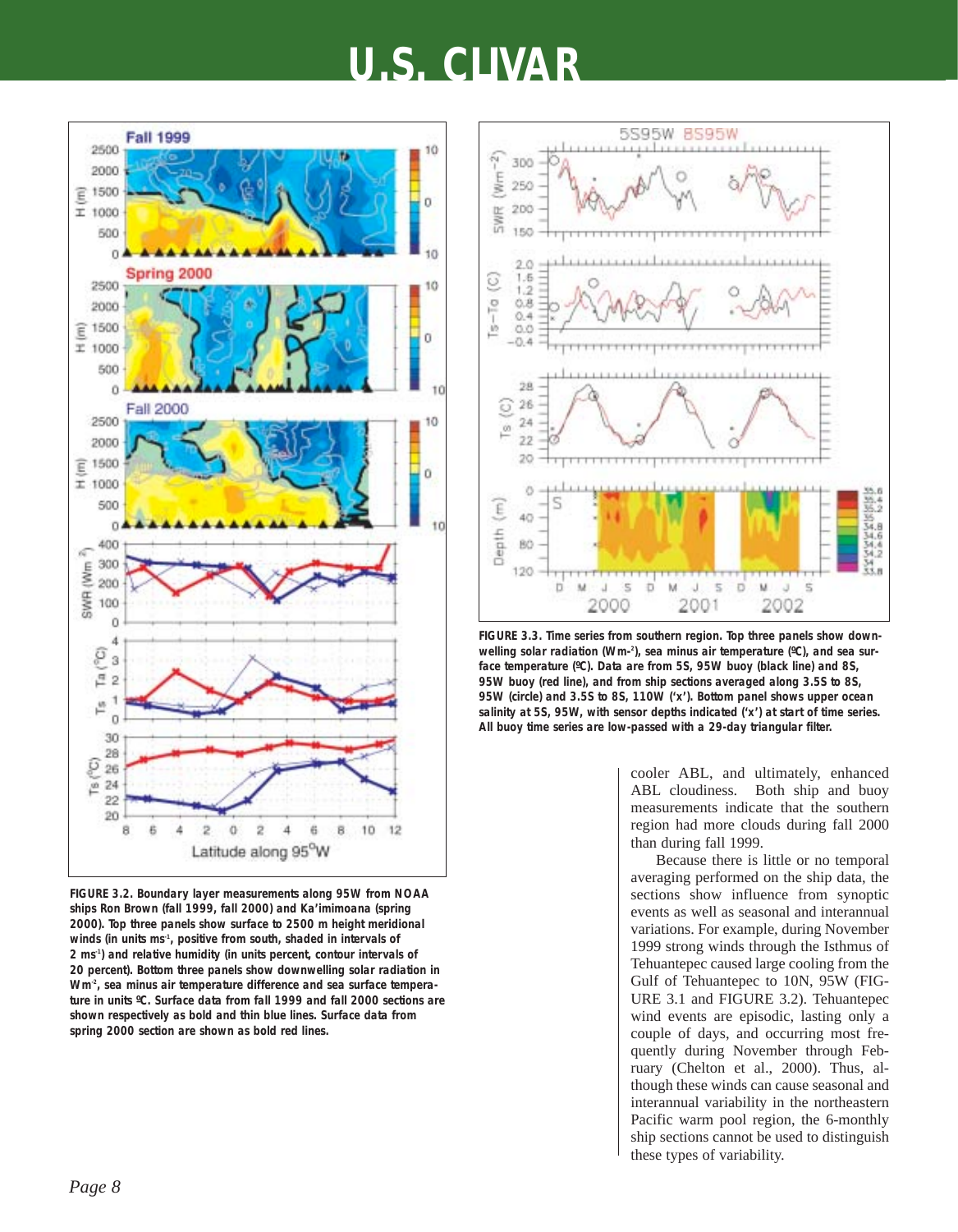FIGURE 3.2. Boundary layer measurements along 95W from NOAA ships Ron Brown (fall 1999, fall 2000) and Ka'imimoana (spring 2000). Top three panels show surface to 2500 m height meridional winds (in units ms$^{-1}$, positive from south, shaded in intervals of 2 ms$^{-1}$) and relative humidity (in units percent, contour intervals of 20 percent). Bottom three panels show downwelling solar radiation in Wm$^{-2}$, sea minus air temperature difference and sea surface temperature in units ºC. Surface data from fall 1999 and fall 2000 sections are shown respectively as bold and thin blue lines. Surface data from spring 2000 section are shown as bold red lines.

FIGURE 3.3. Time series from southern region. Top three panels show downwelling solar radiation (Wm-$^{2}$), sea minus air temperature (ºC), and sea surface temperature (ºC). Data are from 5S, 95W buoy (black line) and 8S, 95W buoy (red line), and from ship sections averaged along 3.5S to 8S, 95W (circle) and 3.5S to 8S, 110W ('x'). Bottom panel shows upper ocean salinity at 5S, 95W, with sensor depths indicated ('x') at start of time series. All buoy time series are low-passed with a 29-day triangular filter.

cooler ABL, and ultimately, enhanced ABL cloudiness. Both ship and buoy measurements indicate that the southern region had more clouds during fall 2000 than during fall 1999.

Because there is little or no temporal averaging performed on the ship data, the sections show influence from synoptic events as well as seasonal and interannual variations. For example, during November 1999 strong winds through the Isthmus of Tehuantepec caused large cooling from the Gulf of Tehuantepec to 10N, 95W (FIGURE 3.1 and FIGURE 3.2). Tehuantepec wind events are episodic, lasting only a couple of days, and occurring most frequently during November through February (Chelton et al., 2000). Thus, although these winds can cause seasonal and interannual variability in the northeastern Pacific warm pool region, the 6-monthly ship sections cannot be used to distinguish these types of variability.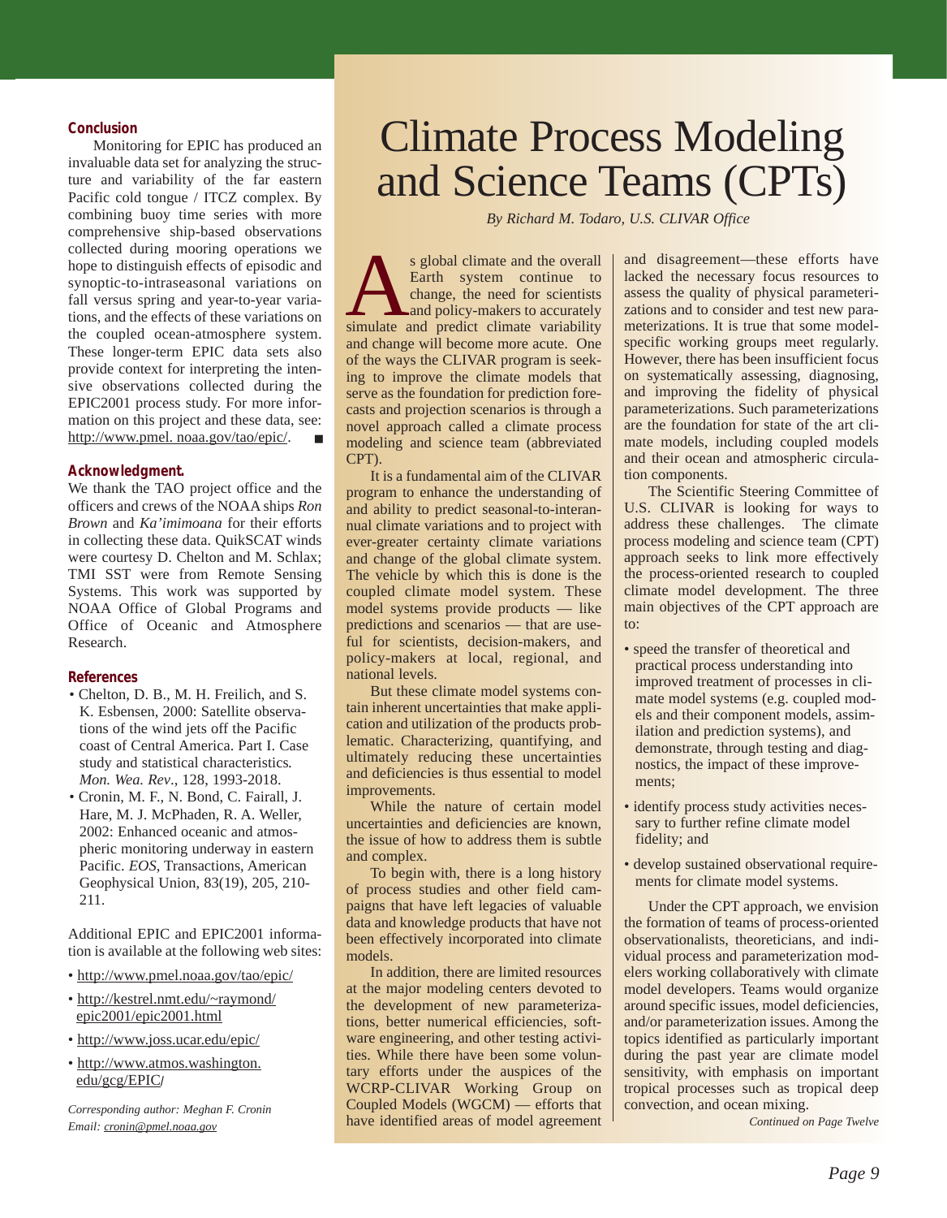### Conclusion

Monitoring for EPIC has produced an invaluable data set for analyzing the structure and variability of the far eastern Pacific cold tongue / ITCZ complex. By combining buoy time series with more comprehensive ship-based observations collected during mooring operations we hope to distinguish effects of episodic and synoptic-to-intraseasonal variations on fall versus spring and year-to-year variations, and the effects of these variations on the coupled ocean-atmosphere system. These longer-term EPIC data sets also provide context for interpreting the intensive observations collected during the EPIC2001 process study. For more information on this project and these data, see: http://www.pmel. noaa.gov/tao/epic/. ■

### Acknowledgment.

We thank the TAO project office and the officers and crews of the NOAA ships *Ron Brown* and *Ka'imimoana* for their efforts in collecting these data. QuikSCAT winds were courtesy D. Chelton and M. Schlax; TMI SST were from Remote Sensing Systems. This work was supported by NOAA Office of Global Programs and Office of Oceanic and Atmosphere Research.

### References

- Chelton, D. B., M. H. Freilich, and S. K. Esbensen, 2000: Satellite observations of the wind jets off the Pacific coast of Central America. Part I. Case study and statistical characteristics. *Mon. Wea. Rev*., 128, 1993-2018.
- Cronin, M. F., N. Bond, C. Fairall, J. Hare, M. J. McPhaden, R. A. Weller, 2002: Enhanced oceanic and atmospheric monitoring underway in eastern Pacific. *EOS*, Transactions, American Geophysical Union, 83(19), 205, 210-211.

Additional EPIC and EPIC2001 information is available at the following web sites:

- http://www.pmel.noaa.gov/tao/epic/
- http://kestrel.nmt.edu/~raymond/epic2001/epic2001.html
- http://www.joss.ucar.edu/epic/
- http://www.atmos.washington.edu/gcg/EPIC/

*Corresponding author: Meghan F. Cronin*
*Email: cronin@pmel.noaa.gov*

# Climate Process Modeling and Science Teams (CPTs)

*By Richard M. Todaro, U.S. CLIVAR Office*

As global climate and the overall Earth system continue to change, the need for scientists and policy-makers to accurately simulate and predict climate variability and change will become more acute. One of the ways the CLIVAR program is seeking to improve the climate models that serve as the foundation for prediction forecasts and projection scenarios is through a novel approach called a climate process modeling and science team (abbreviated CPT).

It is a fundamental aim of the CLIVAR program to enhance the understanding of and ability to predict seasonal-to-interannual climate variations and to project with ever-greater certainty climate variations and change of the global climate system. The vehicle by which this is done is the coupled climate model system. These model systems provide products — like predictions and scenarios — that are useful for scientists, decision-makers, and policy-makers at local, regional, and national levels.

But these climate model systems contain inherent uncertainties that make application and utilization of the products problematic. Characterizing, quantifying, and ultimately reducing these uncertainties and deficiencies is thus essential to model improvements.

While the nature of certain model uncertainties and deficiencies is known, the issue of how to address them is subtle and complex.

To begin with, there is a long history of process studies and other field campaigns that have left legacies of valuable data and knowledge products that have not been effectively incorporated into climate models.

In addition, there are limited resources at the major modeling centers devoted to the development of new parameterizations, better numerical efficiencies, software engineering, and other testing activities. While there have been some voluntary efforts under the auspices of the WCRP-CLIVAR Working Group on Coupled Models (WGCM) — efforts that have identified areas of model agreement and disagreement—these efforts have lacked the necessary focus resources to assess the quality of physical parameterizations and to consider and test new parameterizations. It is true that some model-specific working groups meet regularly. However, there has been insufficient focus on systematically assessing, diagnosing, and improving the fidelity of physical parameterizations. Such parameterizations are the foundation for state of the art climate models, including coupled models and their ocean and atmospheric circulation components.

The Scientific Steering Committee of U.S. CLIVAR is looking for ways to address these challenges. The climate process modeling and science team (CPT) approach seeks to link more effectively the process-oriented research to coupled climate model development. The three main objectives of the CPT approach are to:

- speed the transfer of theoretical and practical process understanding into improved treatment of processes in climate model systems (e.g. coupled models and their component models, assimilation and prediction systems), and demonstrate, through testing and diagnostics, the impact of these improvements;
- identify process study activities necessary to further refine climate model fidelity; and
- develop sustained observational requirements for climate model systems.

Under the CPT approach, we envision the formation of teams of process-oriented observationalists, theoreticians, and individual process and parameterization modelers working collaboratively with climate model developers. Teams would organize around specific issues, model deficiencies, and/or parameterization issues. Among the topics identified as particularly important during the past year are climate model sensitivity, with emphasis on important tropical processes such as tropical deep convection, and ocean mixing.

*Continued on Page Twelve*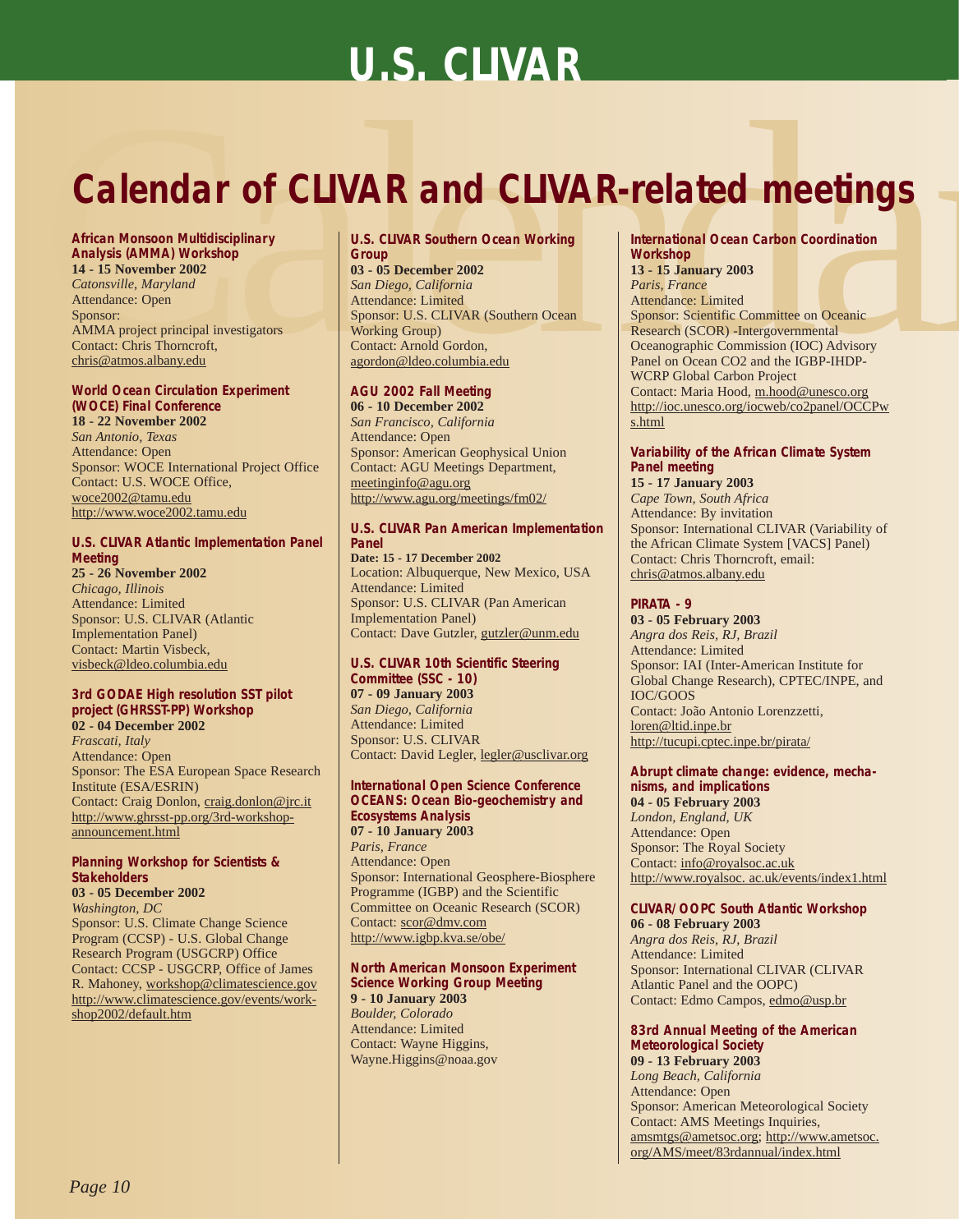# U.S. CLIVAR

## Calendar of CLIVAR and CLIVAR-related meetings

### African Monsoon Multidisciplinary Analysis (AMMA) Workshop

**14 - 15 November 2002**
*Catonsville, Maryland*
Attendance: Open
Sponsor:
AMMA project principal investigators
Contact: Chris Thorncroft,
chris@atmos.albany.edu

### World Ocean Circulation Experiment (WOCE) Final Conference

**18 - 22 November 2002**
*San Antonio, Texas*
Attendance: Open
Sponsor: WOCE International Project Office
Contact: U.S. WOCE Office,
woce2002@tamu.edu
http://www.woce2002.tamu.edu

### U.S. CLIVAR Atlantic Implementation Panel Meeting

**25 - 26 November 2002**
*Chicago, Illinois*
Attendance: Limited
Sponsor: U.S. CLIVAR (Atlantic Implementation Panel)
Contact: Martin Visbeck,
visbeck@ldeo.columbia.edu

### 3rd GODAE High resolution SST pilot project (GHRSST-PP) Workshop

**02 - 04 December 2002**
*Frascati, Italy*
Attendance: Open
Sponsor: The ESA European Space Research Institute (ESA/ESRIN)
Contact: Craig Donlon, craig.donlon@jrc.it
http://www.ghrsst-pp.org/3rd-workshop-announcement.html

### Planning Workshop for Scientists & Stakeholders

**03 - 05 December 2002**
*Washington, DC*
Sponsor: U.S. Climate Change Science Program (CCSP) - U.S. Global Change Research Program (USGCRP) Office
Contact: CCSP - USGCRP, Office of James R. Mahoney, workshop@climatescience.gov
http://www.climatescience.gov/events/workshop2002/default.htm

### U.S. CLIVAR Southern Ocean Working Group

**03 - 05 December 2002**
*San Diego, California*
Attendance: Limited
Sponsor: U.S. CLIVAR (Southern Ocean Working Group)
Contact: Arnold Gordon,
agordon@ldeo.columbia.edu

### AGU 2002 Fall Meeting

**06 - 10 December 2002**
*San Francisco, California*
Attendance: Open
Sponsor: American Geophysical Union
Contact: AGU Meetings Department,
meetinginfo@agu.org
http://www.agu.org/meetings/fm02/

### U.S. CLIVAR Pan American Implementation Panel

**Date: 15 - 17 December 2002**
Location: Albuquerque, New Mexico, USA
Attendance: Limited
Sponsor: U.S. CLIVAR (Pan American Implementation Panel)
Contact: Dave Gutzler, gutzler@unm.edu

### U.S. CLIVAR 10th Scientific Steering Committee (SSC - 10)

**07 - 09 January 2003**
*San Diego, California*
Attendance: Limited
Sponsor: U.S. CLIVAR
Contact: David Legler, legler@usclivar.org

### International Open Science Conference OCEANS: Ocean Bio-geochemistry and Ecosystems Analysis

**07 - 10 January 2003**
*Paris, France*
Attendance: Open
Sponsor: International Geosphere-Biosphere Programme (IGBP) and the Scientific Committee on Oceanic Research (SCOR)
Contact: scor@dmv.com
http://www.igbp.kva.se/obe/

### North American Monsoon Experiment Science Working Group Meeting

**9 - 10 January 2003**
*Boulder, Colorado*
Attendance: Limited
Contact: Wayne Higgins,
Wayne.Higgins@noaa.gov

### International Ocean Carbon Coordination Workshop

**13 - 15 January 2003**
*Paris, France*
Attendance: Limited
Sponsor: Scientific Committee on Oceanic Research (SCOR) -Intergovernmental Oceanographic Commission (IOC) Advisory Panel on Ocean CO2 and the IGBP-IHDP-WCRP Global Carbon Project
Contact: Maria Hood, m.hood@unesco.org
http://ioc.unesco.org/iocweb/co2panel/OCCPws.html

### Variability of the African Climate System Panel meeting

**15 - 17 January 2003**
*Cape Town, South Africa*
Attendance: By invitation
Sponsor: International CLIVAR (Variability of the African Climate System [VACS] Panel)
Contact: Chris Thorncroft, email:
chris@atmos.albany.edu

### PIRATA - 9

**03 - 05 February 2003**
*Angra dos Reis, RJ, Brazil*
Attendance: Limited
Sponsor: IAI (Inter-American Institute for Global Change Research), CPTEC/INPE, and IOC/GOOS
Contact: João Antonio Lorenzzetti,
loren@ltid.inpe.br
http://tucupi.cptec.inpe.br/pirata/

### Abrupt climate change: evidence, mechanisms, and implications

**04 - 05 February 2003**
*London, England, UK*
Attendance: Open
Sponsor: The Royal Society
Contact: info@royalsoc.ac.uk
http://www.royalsoc. ac.uk/events/index1.html

### CLIVAR/OOPC South Atlantic Workshop

**06 - 08 February 2003**
*Angra dos Reis, RJ, Brazil*
Attendance: Limited
Sponsor: International CLIVAR (CLIVAR Atlantic Panel and the OOPC)
Contact: Edmo Campos, edmo@usp.br

### 83rd Annual Meeting of the American Meteorological Society

**09 - 13 February 2003**
*Long Beach, California*
Attendance: Open
Sponsor: American Meteorological Society
Contact: AMS Meetings Inquiries,
amsmtgs@ametsoc.org; http://www.ametsoc.org/AMS/meet/83rdannual/index.html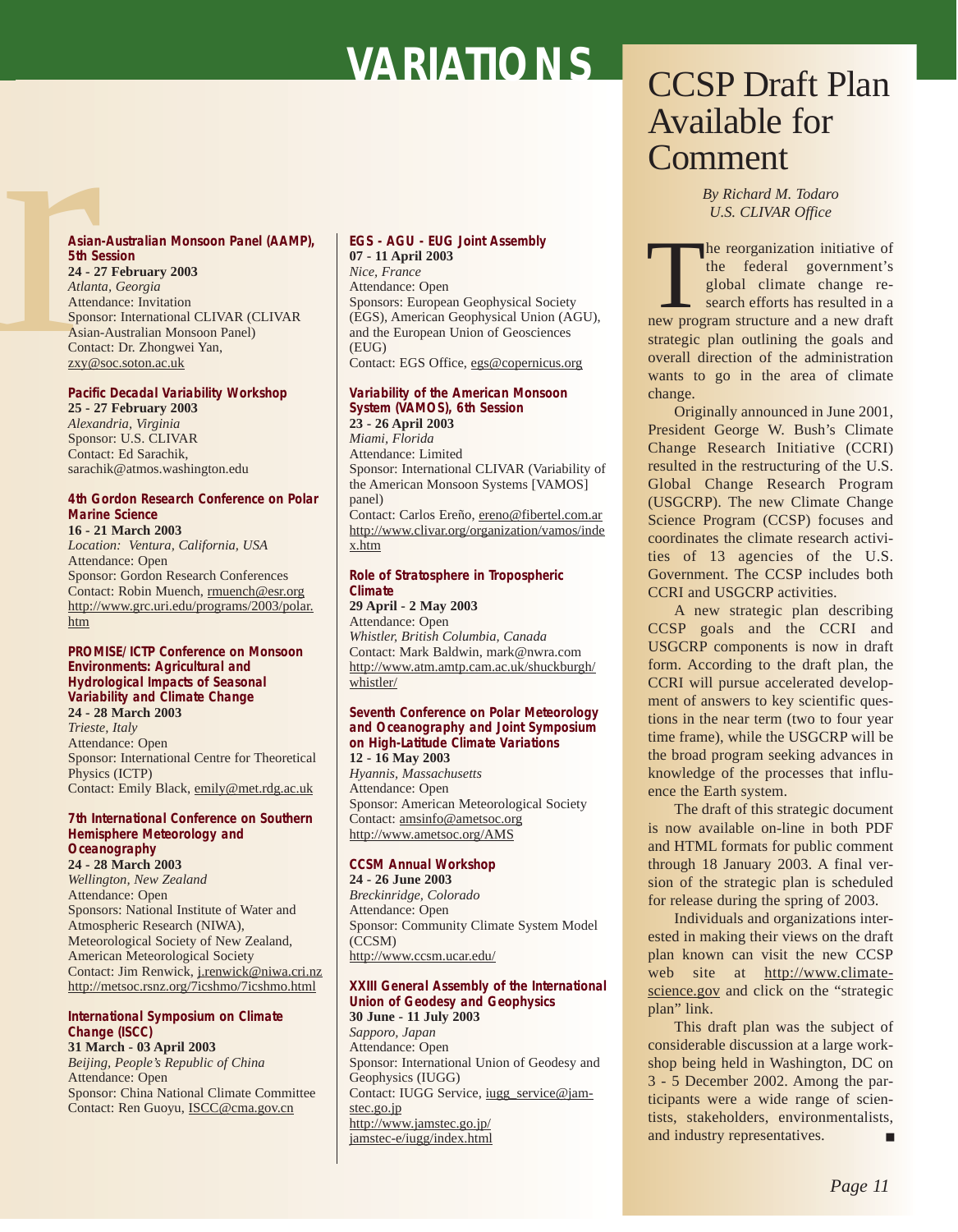# VARIATIONS

**Asian-Australian Monsoon Panel (AAMP), 5th Session**
**24 - 27 February 2003**
*Atlanta, Georgia*
Attendance: Invitation
Sponsor: International CLIVAR (CLIVAR Asian-Australian Monsoon Panel)
Contact: Dr. Zhongwei Yan, zxy@soc.soton.ac.uk

**Pacific Decadal Variability Workshop**
**25 - 27 February 2003**
*Alexandria, Virginia*
Sponsor: U.S. CLIVAR
Contact: Ed Sarachik, sarachik@atmos.washington.edu

**4th Gordon Research Conference on Polar Marine Science**
**16 - 21 March 2003**
*Location: Ventura, California, USA*
Attendance: Open
Sponsor: Gordon Research Conferences
Contact: Robin Muench, rmuench@esr.org
http://www.grc.uri.edu/programs/2003/polar.htm

**PROMISE/ICTP Conference on Monsoon Environments: Agricultural and Hydrological Impacts of Seasonal Variability and Climate Change**
**24 - 28 March 2003**
*Trieste, Italy*
Attendance: Open
Sponsor: International Centre for Theoretical Physics (ICTP)
Contact: Emily Black, emily@met.rdg.ac.uk

**7th International Conference on Southern Hemisphere Meteorology and Oceanography**
**24 - 28 March 2003**
*Wellington, New Zealand*
Attendance: Open
Sponsors: National Institute of Water and Atmospheric Research (NIWA), Meteorological Society of New Zealand, American Meteorological Society
Contact: Jim Renwick, j.renwick@niwa.cri.nz
http://metsoc.rsnz.org/7icshmo/7icshmo.html

**International Symposium on Climate Change (ISCC)**
**31 March - 03 April 2003**
*Beijing, People's Republic of China*
Attendance: Open
Sponsor: China National Climate Committee
Contact: Ren Guoyu, ISCC@cma.gov.cn

**EGS - AGU - EUG Joint Assembly**
**07 - 11 April 2003**
*Nice, France*
Attendance: Open
Sponsors: European Geophysical Society (EGS), American Geophysical Union (AGU), and the European Union of Geosciences (EUG)
Contact: EGS Office, egs@copernicus.org

**Variability of the American Monsoon System (VAMOS), 6th Session**
**23 - 26 April 2003**
*Miami, Florida*
Attendance: Limited
Sponsor: International CLIVAR (Variability of the American Monsoon Systems [VAMOS] panel)
Contact: Carlos Ereño, ereno@fibertel.com.ar
http://www.clivar.org/organization/vamos/index.htm

**Role of Stratosphere in Tropospheric Climate**
**29 April - 2 May 2003**
Attendance: Open
*Whistler, British Columbia, Canada*
Contact: Mark Baldwin, mark@nwra.com
http://www.atm.amtp.cam.ac.uk/shuckburgh/whistler/

**Seventh Conference on Polar Meteorology and Oceanography and Joint Symposium on High-Latitude Climate Variations**
**12 - 16 May 2003**
*Hyannis, Massachusetts*
Attendance: Open
Sponsor: American Meteorological Society
Contact: amsinfo@ametsoc.org
http://www.ametsoc.org/AMS

**CCSM Annual Workshop**
**24 - 26 June 2003**
*Breckinridge, Colorado*
Attendance: Open
Sponsor: Community Climate System Model (CCSM)
http://www.ccsm.ucar.edu/

**XXIII General Assembly of the International Union of Geodesy and Geophysics**
**30 June - 11 July 2003**
*Sapporo, Japan*
Attendance: Open
Sponsor: International Union of Geodesy and Geophysics (IUGG)
Contact: IUGG Service, iugg_service@jamstec.go.jp
http://www.jamstec.go.jp/jamstec-e/iugg/index.html

# CCSP Draft Plan Available for Comment

*By Richard M. Todaro*
*U.S. CLIVAR Office*

The reorganization initiative of the federal government's global climate change research efforts has resulted in a new program structure and a new draft strategic plan outlining the goals and overall direction of the administration wants to go in the area of climate change.

Originally announced in June 2001, President George W. Bush's Climate Change Research Initiative (CCRI) resulted in the restructuring of the U.S. Global Change Research Program (USGCRP). The new Climate Change Science Program (CCSP) focuses and coordinates the climate research activities of 13 agencies of the U.S. Government. The CCSP includes both CCRI and USGCRP activities.

A new strategic plan describing CCSP goals and the CCRI and USGCRP components is now in draft form. According to the draft plan, the CCRI will pursue accelerated development of answers to key scientific questions in the near term (two to four year time frame), while the USGCRP will be the broad program seeking advances in knowledge of the processes that influence the Earth system.

The draft of this strategic document is now available on-line in both PDF and HTML formats for public comment through 18 January 2003. A final version of the strategic plan is scheduled for release during the spring of 2003.

Individuals and organizations interested in making their views on the draft plan known can visit the new CCSP web site at http://www.climatescience.gov and click on the "strategic plan" link.

This draft plan was the subject of considerable discussion at a large workshop being held in Washington, DC on 3 - 5 December 2002. Among the participants were a wide range of scientists, stakeholders, environmentalists, and industry representatives. ■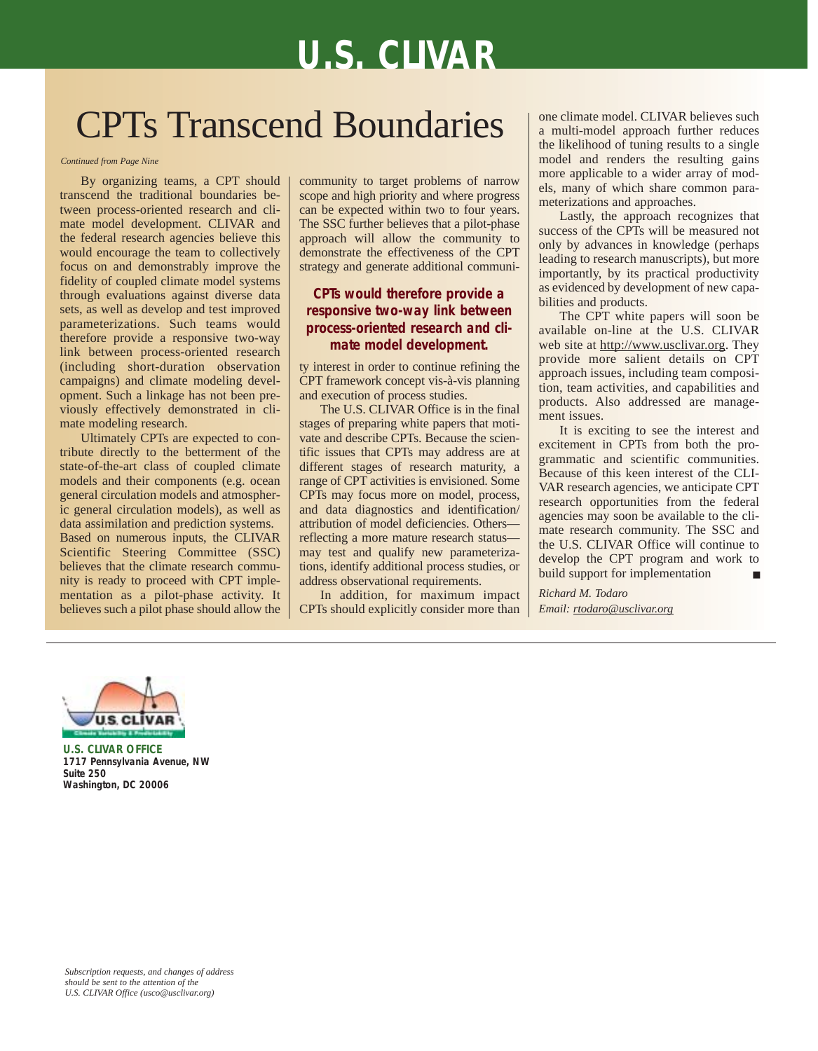# CPTs Transcend Boundaries

*Continued from Page Nine*

By organizing teams, a CPT should transcend the traditional boundaries between process-oriented research and climate model development. CLIVAR and the federal research agencies believe this would encourage the team to collectively focus on and demonstrably improve the fidelity of coupled climate model systems through evaluations against diverse data sets, as well as develop and test improved parameterizations. Such teams would therefore provide a responsive two-way link between process-oriented research (including short-duration observation campaigns) and climate modeling development. Such a linkage has not been previously effectively demonstrated in climate modeling research.

Ultimately CPTs are expected to contribute directly to the betterment of the state-of-the-art class of coupled climate models and their components (e.g. ocean general circulation models and atmospheric general circulation models), as well as data assimilation and prediction systems. Based on numerous inputs, the CLIVAR Scientific Steering Committee (SSC) believes that the climate research community is ready to proceed with CPT implementation as a pilot-phase activity. It believes such a pilot phase should allow the community to target problems of narrow scope and high priority and where progress can be expected within two to four years. The SSC further believes that a pilot-phase approach will allow the community to demonstrate the effectiveness of the CPT strategy and generate additional community interest in order to continue refining the CPT framework concept vis-à-vis planning and execution of process studies.

**CPTs would therefore provide a responsive two-way link between process-oriented research and climate model development.**

The U.S. CLIVAR Office is in the final stages of preparing white papers that motivate and describe CPTs. Because the scientific issues that CPTs may address are at different stages of research maturity, a range of CPT activities is envisioned. Some CPTs may focus more on model, process, and data diagnostics and identification/attribution of model deficiencies. Others—reflecting a more mature research status—may test and qualify new parameterizations, identify additional process studies, or address observational requirements.

In addition, for maximum impact CPTs should explicitly consider more than one climate model. CLIVAR believes such a multi-model approach further reduces the likelihood of tuning results to a single model and renders the resulting gains more applicable to a wider array of models, many of which share common parameterizations and approaches.

Lastly, the approach recognizes that success of the CPTs will be measured not only by advances in knowledge (perhaps leading to research manuscripts), but more importantly, by its practical productivity as evidenced by development of new capabilities and products.

The CPT white papers will soon be available on-line at the U.S. CLIVAR web site at http://www.usclivar.org. They provide more salient details on CPT approach issues, including team composition, team activities, and capabilities and products. Also addressed are management issues.

It is exciting to see the interest and excitement in CPTs from both the programmatic and scientific communities. Because of this keen interest of the CLIVAR research agencies, we anticipate CPT research opportunities from the federal agencies may soon be available to the climate research community. The SSC and the U.S. CLIVAR Office will continue to develop the CPT program and work to build support for implementation ■

*Richard M. Todaro*
*Email: rtodaro@usclivar.org*

U.S. CLIVAR
Climate Variability & Predictability

**U.S. CLIVAR OFFICE**
**1717 Pennsylvania Avenue, NW**
**Suite 250**
**Washington, DC 20006**

*Subscription requests, and changes of address should be sent to the attention of the U.S. CLIVAR Office (usco@usclivar.org)*